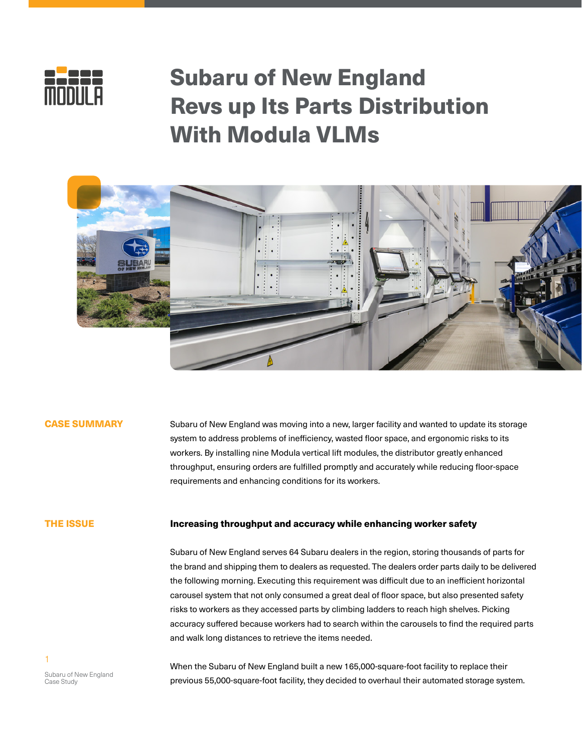# Subaru of New England Revs up Its Parts Distribution With Modula VLMs

## CASE SUMMARY

Subaru of New England was moving into a new, larger facility and wanted to update its storage system to address problems of inefficiency, wasted floor space, and ergonomic risks to its workers. By installing nine Modula vertical lift modules, the distributor greatly enhanced throughput, ensuring orders are fulfilled promptly and accurately while reducing floor-space requirements and enhancing conditions for its workers.

## THE ISSUE

**Increasing throughput and accuracy while enhancing worker safety**

Subaru of New England serves 64 Subaru dealers in the region, storing thousands of parts for the brand and shipping them to dealers as requested. The dealers order parts daily to be delivered the following morning. Executing this requirement was difficult due to an inefficient horizontal carousel system that not only consumed a great deal of floor space, but also presented safety risks to workers as they accessed parts by climbing ladders to reach high shelves. Picking accuracy suffered because workers had to search within the carousels to find the required parts and walk long distances to retrieve the items needed.

When the Subaru of New England built a new 165,000-square-foot facility to replace their previous 55,000-square-foot facility, they decided to overhaul their automated storage system.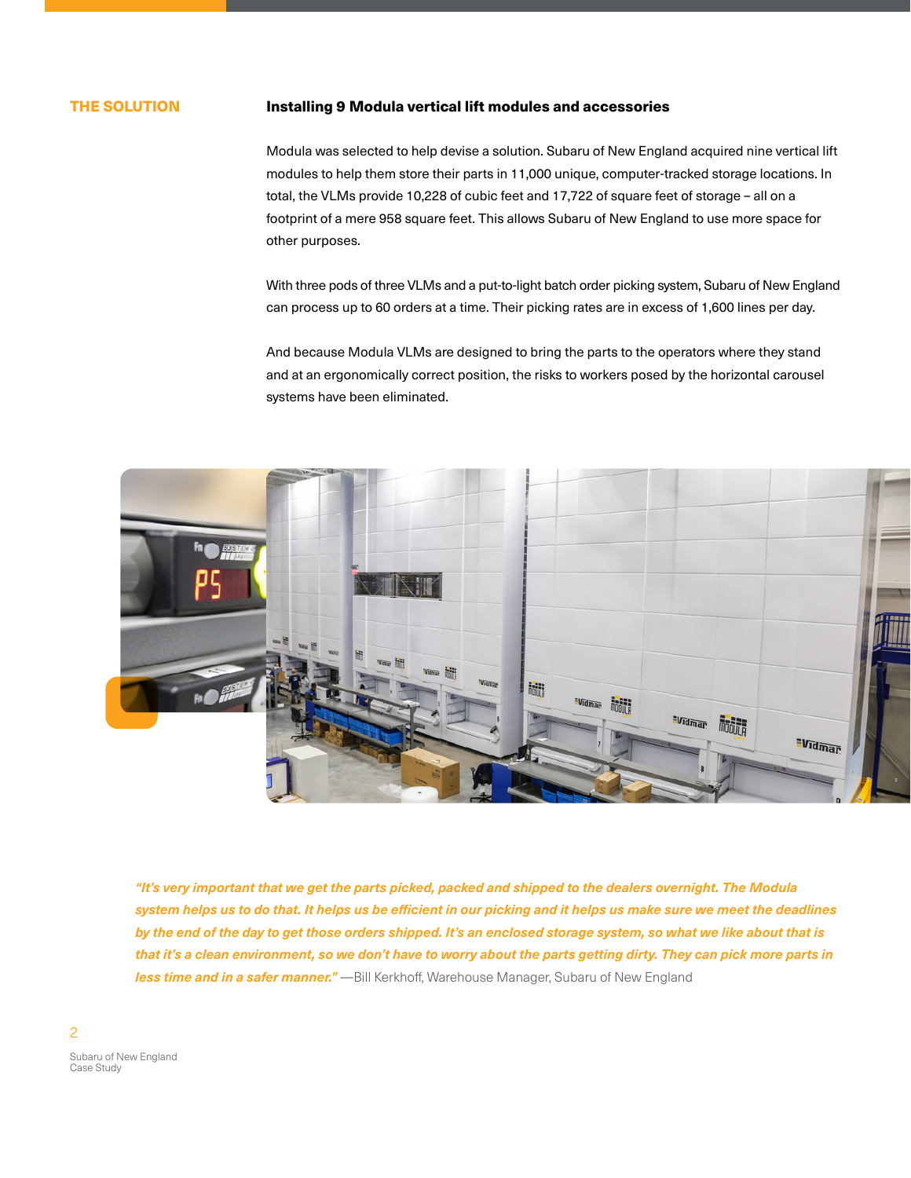## THE SOLUTION

### Installing 9 Modula vertical lift modules and accessories

Modula was selected to help devise a solution. Subaru of New England acquired nine vertical lift modules to help them store their parts in 11,000 unique, computer-tracked storage locations. In total, the VLMs provide 10,228 of cubic feet and 17,722 of square feet of storage – all on a footprint of a mere 958 square feet. This allows Subaru of New England to use more space for other purposes.

With three pods of three VLMs and a put-to-light batch order picking system, Subaru of New England can process up to 60 orders at a time. Their picking rates are in excess of 1,600 lines per day.

And because Modula VLMs are designed to bring the parts to the operators where they stand and at an ergonomically correct position, the risks to workers posed by the horizontal carousel systems have been eliminated.

*"It's very important that we get the parts picked, packed and shipped to the dealers overnight. The Modula system helps us to do that. It helps us be efficient in our picking and it helps us make sure we meet the deadlines by the end of the day to get those orders shipped. It's an enclosed storage system, so what we like about that is that it's a clean environment, so we don't have to worry about the parts getting dirty. They can pick more parts in less time and in a safer manner."* —Bill Kerkhoff, Warehouse Manager, Subaru of New England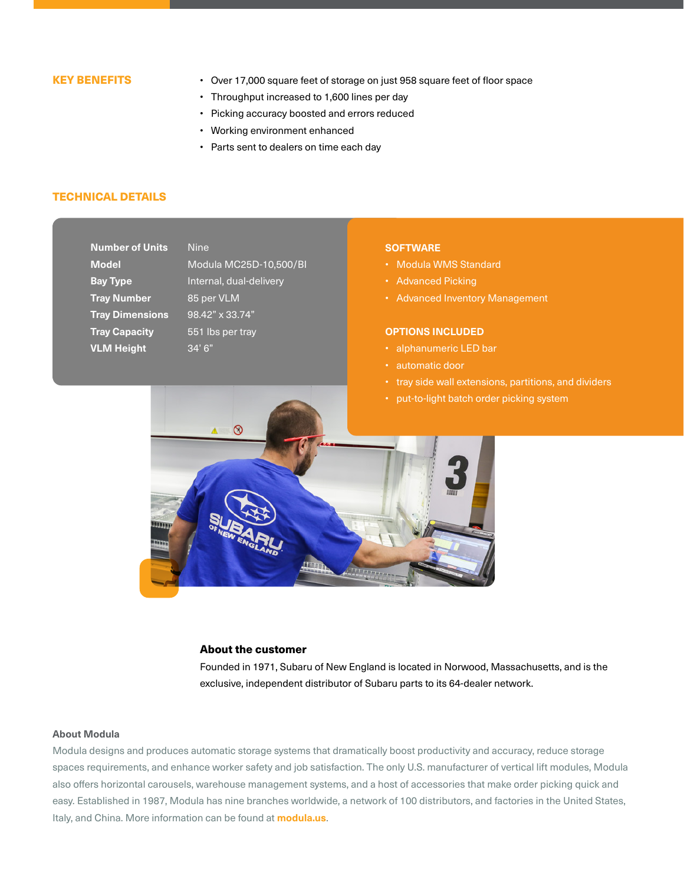## KEY BENEFITS

- Over 17,000 square feet of storage on just 958 square feet of floor space
- Throughput increased to 1,600 lines per day
- Picking accuracy boosted and errors reduced
- Working environment enhanced
- Parts sent to dealers on time each day

## TECHNICAL DETAILS

| | |
|---|---|
| **Number of Units** | Nine |
| **Model** | Modula MC25D-10,500/BI |
| **Bay Type** | Internal, dual-delivery |
| **Tray Number** | 85 per VLM |
| **Tray Dimensions** | 98.42" x 33.74" |
| **Tray Capacity** | 551 lbs per tray |
| **VLM Height** | 34' 6" |

### SOFTWARE

- Modula WMS Standard
- Advanced Picking
- Advanced Inventory Management

### OPTIONS INCLUDED

- alphanumeric LED bar
- automatic door
- tray side wall extensions, partitions, and dividers
- put-to-light batch order picking system

### About the customer

Founded in 1971, Subaru of New England is located in Norwood, Massachusetts, and is the exclusive, independent distributor of Subaru parts to its 64-dealer network.

### About Modula

Modula designs and produces automatic storage systems that dramatically boost productivity and accuracy, reduce storage spaces requirements, and enhance worker safety and job satisfaction. The only U.S. manufacturer of vertical lift modules, Modula also offers horizontal carousels, warehouse management systems, and a host of accessories that make order picking quick and easy. Established in 1987, Modula has nine branches worldwide, a network of 100 distributors, and factories in the United States, Italy, and China. More information can be found at **modula.us**.